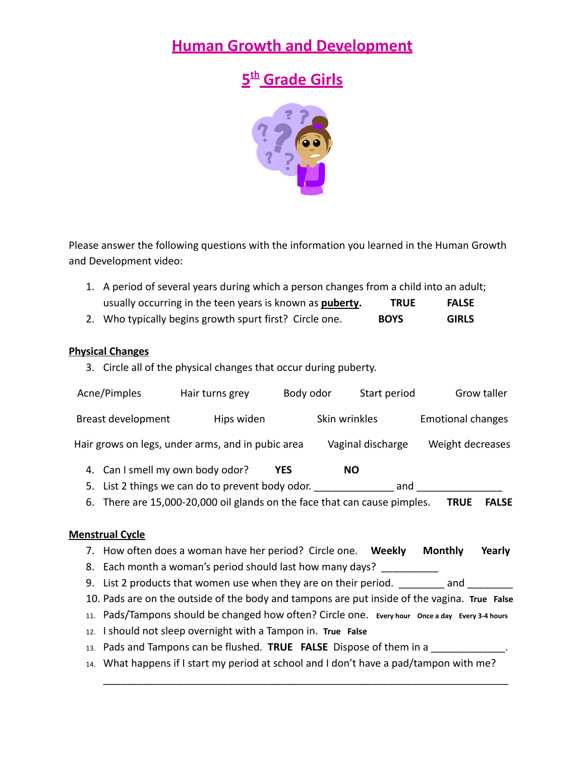# Human Growth and Development

## 5th Grade Girls

Please answer the following questions with the information you learned in the Human Growth and Development video:

1. A period of several years during which a person changes from a child into an adult; usually occurring in the teen years is known as **puberty**. **TRUE** **FALSE**
2. Who typically begins growth spurt first? Circle one. **BOYS** **GIRLS**

**Physical Changes**

3. Circle all of the physical changes that occur during puberty.

Acne/Pimples    Hair turns grey    Body odor    Start period    Grow taller

Breast development    Hips widen    Skin wrinkles    Emotional changes

Hair grows on legs, under arms, and in pubic area    Vaginal discharge    Weight decreases

4. Can I smell my own body odor? **YES** **NO**
5. List 2 things we can do to prevent body odor. ______________ and _______________
6. There are 15,000-20,000 oil glands on the face that can cause pimples. **TRUE** **FALSE**

**Menstrual Cycle**

7. How often does a woman have her period? Circle one. **Weekly** **Monthly** **Yearly**
8. Each month a woman's period should last how many days? __________
9. List 2 products that women use when they are on their period. ________ and ________
10. Pads are on the outside of the body and tampons are put inside of the vagina. **True** **False**
11. Pads/Tampons should be changed how often? Circle one. **Every hour** **Once a day** **Every 3-4 hours**
12. I should not sleep overnight with a Tampon in. **True** **False**
13. Pads and Tampons can be flushed. **TRUE** **FALSE** Dispose of them in a _____________.
14. What happens if I start my period at school and I don't have a pad/tampon with me?

    ________________________________________________________________________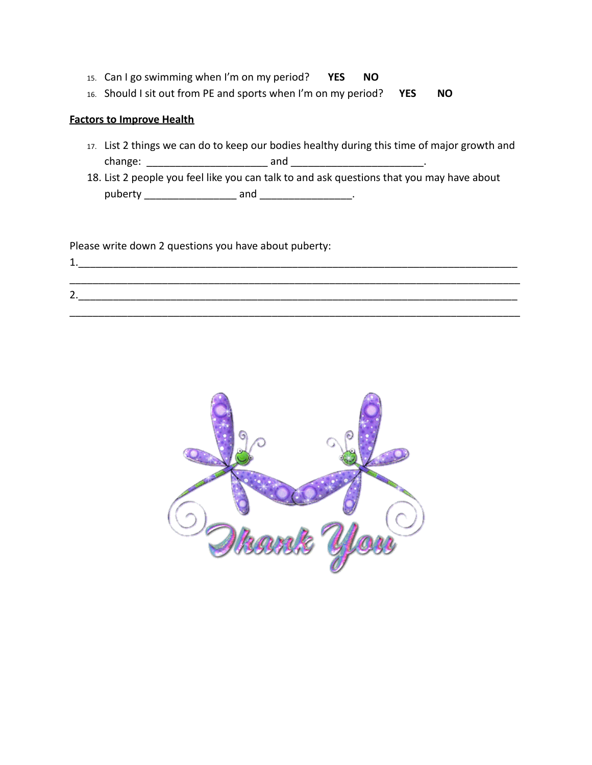15. Can I go swimming when I'm on my period? **YES** **NO**
16. Should I sit out from PE and sports when I'm on my period? **YES** **NO**

**Factors to Improve Health**

17. List 2 things we can do to keep our bodies healthy during this time of major growth and change: _____________________ and _______________________.
18. List 2 people you feel like you can talk to and ask questions that you may have about puberty ________________ and ________________.

Please write down 2 questions you have about puberty:

1.____________________________________________________________________________
______________________________________________________________________________

2.____________________________________________________________________________
______________________________________________________________________________